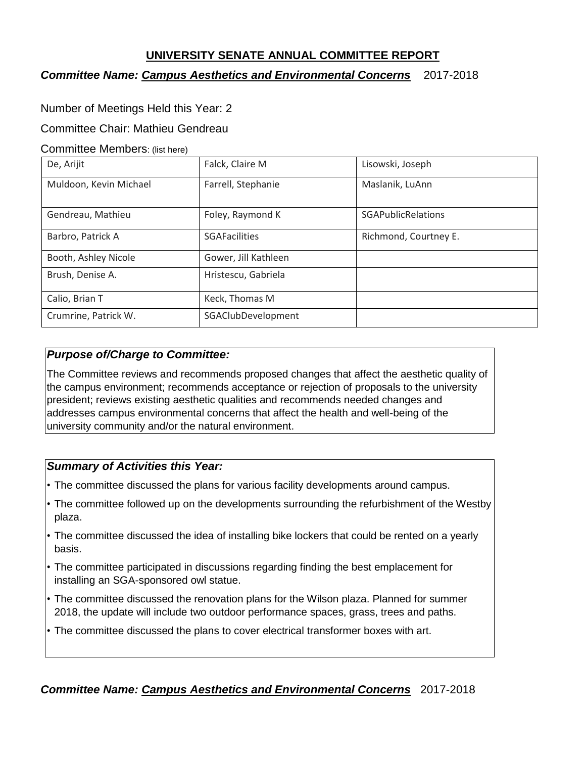# UNIVERSITY SENATE ANNUAL COMMITTEE REPORT

***Committee Name: Campus Aesthetics and Environmental Concerns*** 2017-2018

Number of Meetings Held this Year: 2

Committee Chair: Mathieu Gendreau

Committee Members: (list here)

| | | |
|---|---|---|
| De, Arijit | Falck, Claire M | Lisowski, Joseph |
| Muldoon, Kevin Michael | Farrell, Stephanie | Maslanik, LuAnn |
| Gendreau, Mathieu | Foley, Raymond K | SGAPublicRelations |
| Barbro, Patrick A | SGAFacilities | Richmond, Courtney E. |
| Booth, Ashley Nicole | Gower, Jill Kathleen | |
| Brush, Denise A. | Hristescu, Gabriela | |
| Calio, Brian T | Keck, Thomas M | |
| Crumrine, Patrick W. | SGAClubDevelopment | |

***Purpose of/Charge to Committee:***

The Committee reviews and recommends proposed changes that affect the aesthetic quality of the campus environment; recommends acceptance or rejection of proposals to the university president; reviews existing aesthetic qualities and recommends needed changes and addresses campus environmental concerns that affect the health and well-being of the university community and/or the natural environment.

***Summary of Activities this Year:***

- The committee discussed the plans for various facility developments around campus.
- The committee followed up on the developments surrounding the refurbishment of the Westby plaza.
- The committee discussed the idea of installing bike lockers that could be rented on a yearly basis.
- The committee participated in discussions regarding finding the best emplacement for installing an SGA-sponsored owl statue.
- The committee discussed the renovation plans for the Wilson plaza. Planned for summer 2018, the update will include two outdoor performance spaces, grass, trees and paths.
- The committee discussed the plans to cover electrical transformer boxes with art.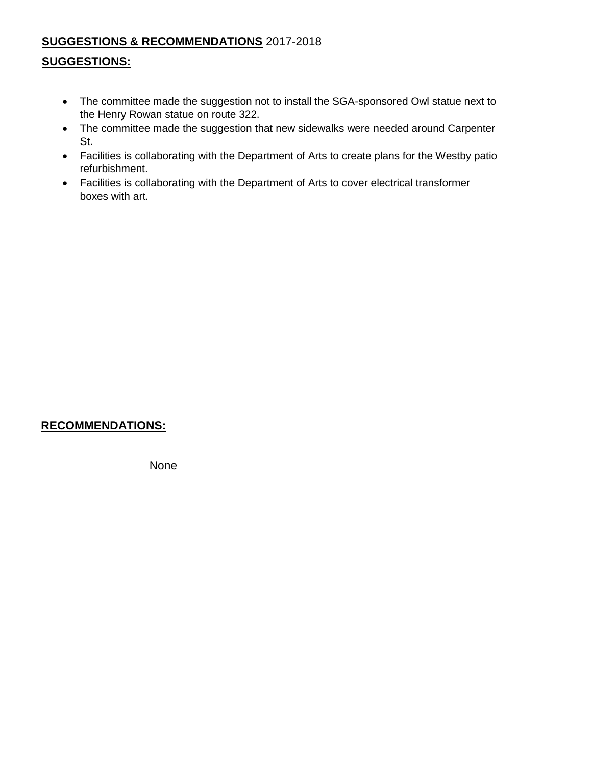**SUGGESTIONS & RECOMMENDATIONS** 2017-2018

**SUGGESTIONS:**

- The committee made the suggestion not to install the SGA-sponsored Owl statue next to the Henry Rowan statue on route 322.
- The committee made the suggestion that new sidewalks were needed around Carpenter St.
- Facilities is collaborating with the Department of Arts to create plans for the Westby patio refurbishment.
- Facilities is collaborating with the Department of Arts to cover electrical transformer boxes with art.

**RECOMMENDATIONS:**

None